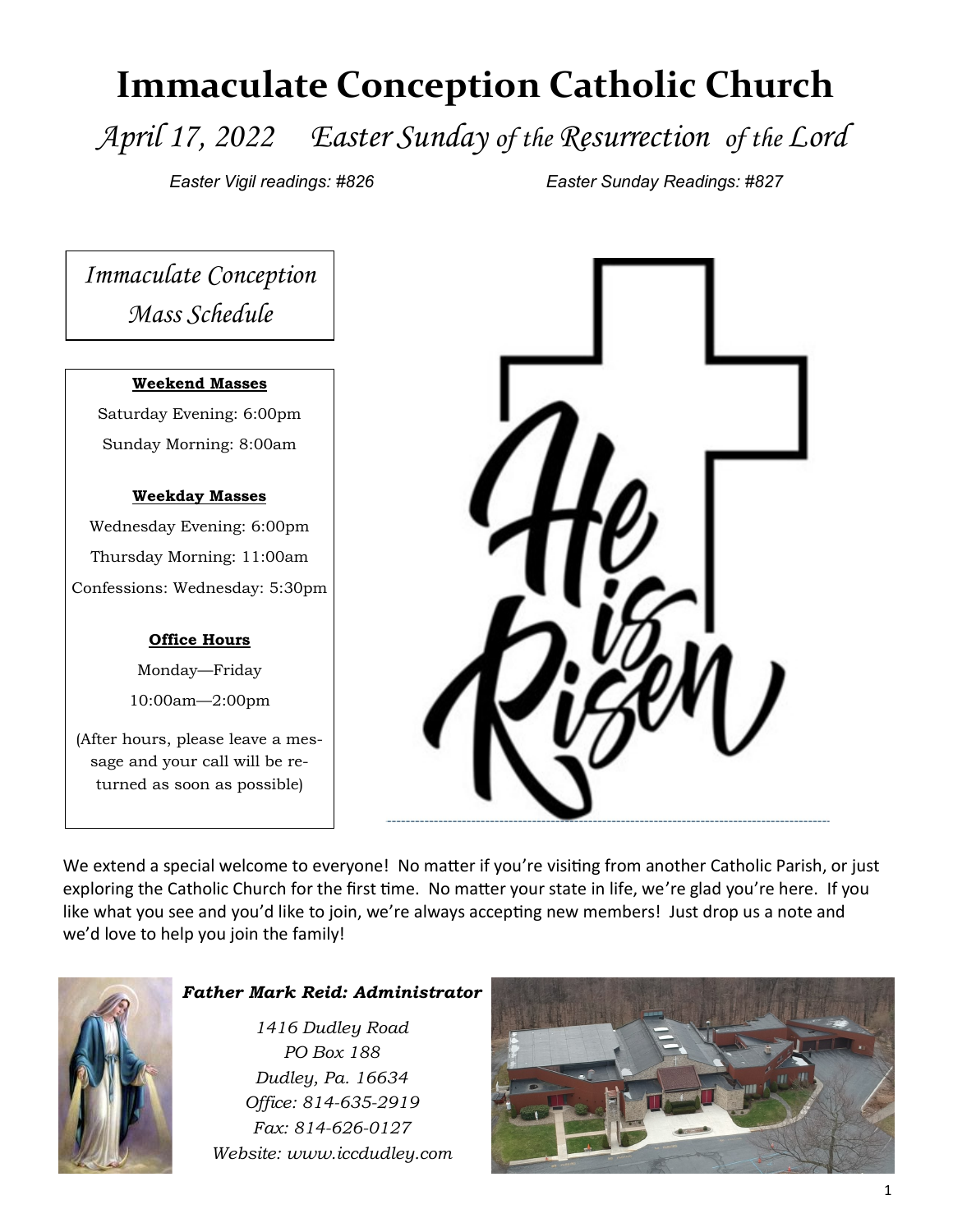# Immacaculate Conception Catholic Church

*April 17, 2022 Easter Sunday of the Resurrection of the Lord*

*Easter Vigil readings: #826* *Easter Sunday Readings: #827*

## *Immaculate Conception Mass Schedule*

**Weekend Masses**

Saturday Evening: 6:00pm

Sunday Morning: 8:00am

**Weekday Masses**

Wednesday Evening: 6:00pm

Thursday Morning: 11:00am

Confessions: Wednesday: 5:30pm

**Office Hours**

Monday—Friday

10:00am—2:00pm

(After hours, please leave a message and your call will be returned as soon as possible)

He is Risen

We extend a special welcome to everyone! No matter if you're visiting from another Catholic Parish, or just exploring the Catholic Church for the first time. No matter your state in life, we're glad you're here. If you like what you see and you'd like to join, we're always accepting new members! Just drop us a note and we'd love to help you join the family!

***Father Mark Reid: Administrator***

*1416 Dudley Road*
*PO Box 188*
*Dudley, Pa. 16634*
*Office: 814-635-2919*
*Fax: 814-626-0127*
*Website: www.iccdudley.com*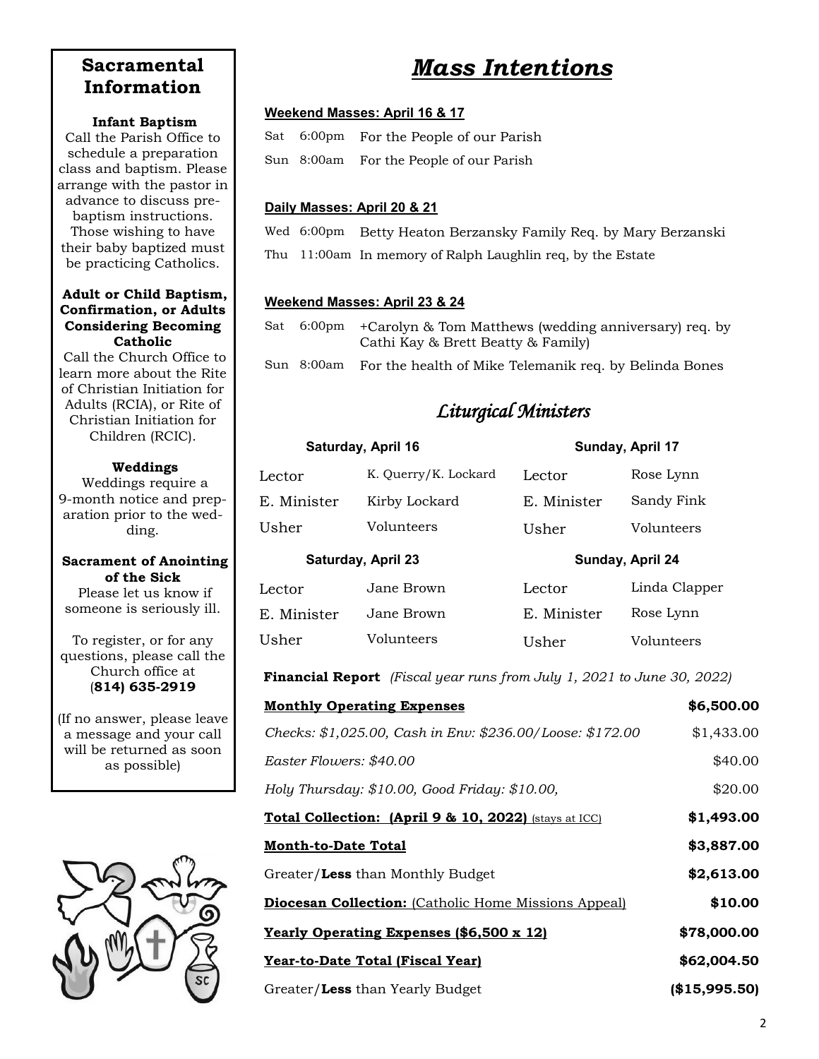## Sacramental Information

**Infant Baptism**

Call the Parish Office to schedule a preparation class and baptism. Please arrange with the pastor in advance to discuss pre-baptism instructions. Those wishing to have their baby baptized must be practicing Catholics.

**Adult or Child Baptism, Confirmation, or Adults Considering Becoming Catholic**

Call the Church Office to learn more about the Rite of Christian Initiation for Adults (RCIA), or Rite of Christian Initiation for Children (RCIC).

**Weddings**

Weddings require a 9-month notice and preparation prior to the wedding.

**Sacrament of Anointing of the Sick**

Please let us know if someone is seriously ill.

To register, or for any questions, please call the Church office at (**814) 635-2919**

(If no answer, please leave a message and your call will be returned as soon as possible)

# *Mass Intentions*

**Weekend Masses: April 16 & 17**

| | | |
|---|---|---|
| Sat | 6:00pm | For the People of our Parish |
| Sun | 8:00am | For the People of our Parish |

**Daily Masses: April 20 & 21**

| | | |
|---|---|---|
| Wed | 6:00pm | Betty Heaton Berzansky Family Req. by Mary Berzanski |
| Thu | 11:00am | In memory of Ralph Laughlin req, by the Estate |

**Weekend Masses: April 23 & 24**

| | | |
|---|---|---|
| Sat | 6:00pm | +Carolyn & Tom Matthews (wedding anniversary) req. by Cathi Kay & Brett Beatty & Family) |
| Sun | 8:00am | For the health of Mike Telemanik req. by Belinda Bones |

## *Liturgical Ministers*

| Saturday, April 16 | | Sunday, April 17 | |
|---|---|---|---|
| Lector | K. Querry/K. Lockard | Lector | Rose Lynn |
| E. Minister | Kirby Lockard | E. Minister | Sandy Fink |
| Usher | Volunteers | Usher | Volunteers |

| Saturday, April 23 | | Sunday, April 24 | |
|---|---|---|---|
| Lector | Jane Brown | Lector | Linda Clapper |
| E. Minister | Jane Brown | E. Minister | Rose Lynn |
| Usher | Volunteers | Usher | Volunteers |

**Financial Report** *(Fiscal year runs from July 1, 2021 to June 30, 2022)*

| | |
|---|---|
| **Monthly Operating Expenses** | **$6,500.00** |
| *Checks: $1,025.00, Cash in Env: $236.00/Loose: $172.00* | $1,433.00 |
| *Easter Flowers: $40.00* | $40.00 |
| *Holy Thursday: $10.00, Good Friday: $10.00,* | $20.00 |
| **Total Collection: (April 9 & 10, 2022)** (stays at ICC) | **$1,493.00** |
| **Month-to-Date Total** | **$3,887.00** |
| Greater/**Less** than Monthly Budget | **$2,613.00** |
| **Diocesan Collection:** (Catholic Home Missions Appeal) | **$10.00** |
| **Yearly Operating Expenses ($6,500 x 12)** | **$78,000.00** |
| **Year-to-Date Total (Fiscal Year)** | **$62,004.50** |
| Greater/**Less** than Yearly Budget | **($15,995.50)** |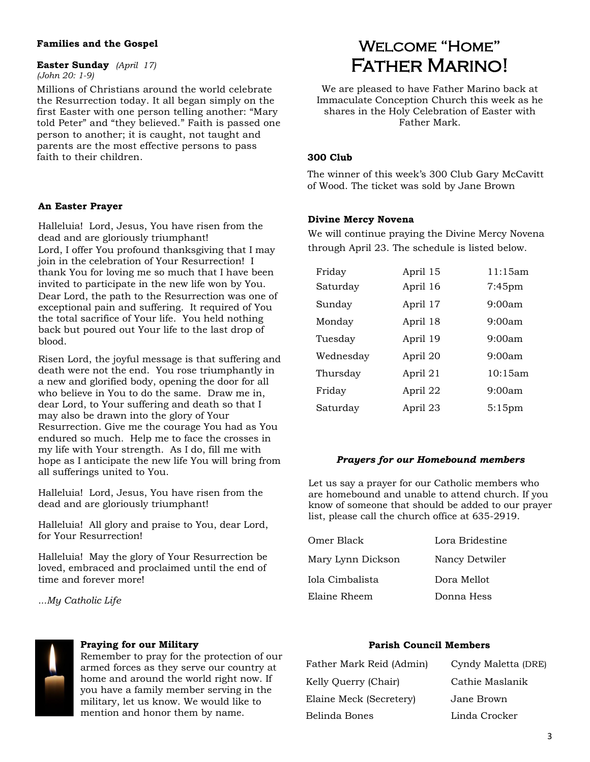### Families and the Gospel

**Easter Sunday** *(April 17)*
*(John 20: 1-9)*

Millions of Christians around the world celebrate the Resurrection today. It all began simply on the first Easter with one person telling another: "Mary told Peter" and "they believed." Faith is passed one person to another; it is caught, not taught and parents are the most effective persons to pass faith to their children.

### An Easter Prayer

Halleluia! Lord, Jesus, You have risen from the dead and are gloriously triumphant!
Lord, I offer You profound thanksgiving that I may join in the celebration of Your Resurrection! I thank You for loving me so much that I have been invited to participate in the new life won by You. Dear Lord, the path to the Resurrection was one of exceptional pain and suffering. It required of You the total sacrifice of Your life. You held nothing back but poured out Your life to the last drop of blood.

Risen Lord, the joyful message is that suffering and death were not the end. You rose triumphantly in a new and glorified body, opening the door for all who believe in You to do the same. Draw me in, dear Lord, to Your suffering and death so that I may also be drawn into the glory of Your Resurrection. Give me the courage You had as You endured so much. Help me to face the crosses in my life with Your strength. As I do, fill me with hope as I anticipate the new life You will bring from all sufferings united to You.

Halleluia! Lord, Jesus, You have risen from the dead and are gloriously triumphant!

Halleluia! All glory and praise to You, dear Lord, for Your Resurrection!

Halleluia! May the glory of Your Resurrection be loved, embraced and proclaimed until the end of time and forever more!

*...My Catholic Life*

### Praying for our Military

Remember to pray for the protection of our armed forces as they serve our country at home and around the world right now. If you have a family member serving in the military, let us know. We would like to mention and honor them by name.

# Welcome "Home" Father Marino!

We are pleased to have Father Marino back at Immaculate Conception Church this week as he shares in the Holy Celebration of Easter with Father Mark.

### 300 Club

The winner of this week's 300 Club Gary McCavitt of Wood. The ticket was sold by Jane Brown

### Divine Mercy Novena

We will continue praying the Divine Mercy Novena through April 23. The schedule is listed below.

| | | |
|---|---|---|
| Friday | April 15 | 11:15am |
| Saturday | April 16 | 7:45pm |
| Sunday | April 17 | 9:00am |
| Monday | April 18 | 9:00am |
| Tuesday | April 19 | 9:00am |
| Wednesday | April 20 | 9:00am |
| Thursday | April 21 | 10:15am |
| Friday | April 22 | 9:00am |
| Saturday | April 23 | 5:15pm |

### *Prayers for our Homebound members*

Let us say a prayer for our Catholic members who are homebound and unable to attend church. If you know of someone that should be added to our prayer list, please call the church office at 635-2919.

| | |
|---|---|
| Omer Black | Lora Bridestine |
| Mary Lynn Dickson | Nancy Detwiler |
| Iola Cimbalista | Dora Mellot |
| Elaine Rheem | Donna Hess |

### Parish Council Members

| | |
|---|---|
| Father Mark Reid (Admin) | Cyndy Maletta (DRE) |
| Kelly Querry (Chair) | Cathie Maslanik |
| Elaine Meck (Secretery) | Jane Brown |
| Belinda Bones | Linda Crocker |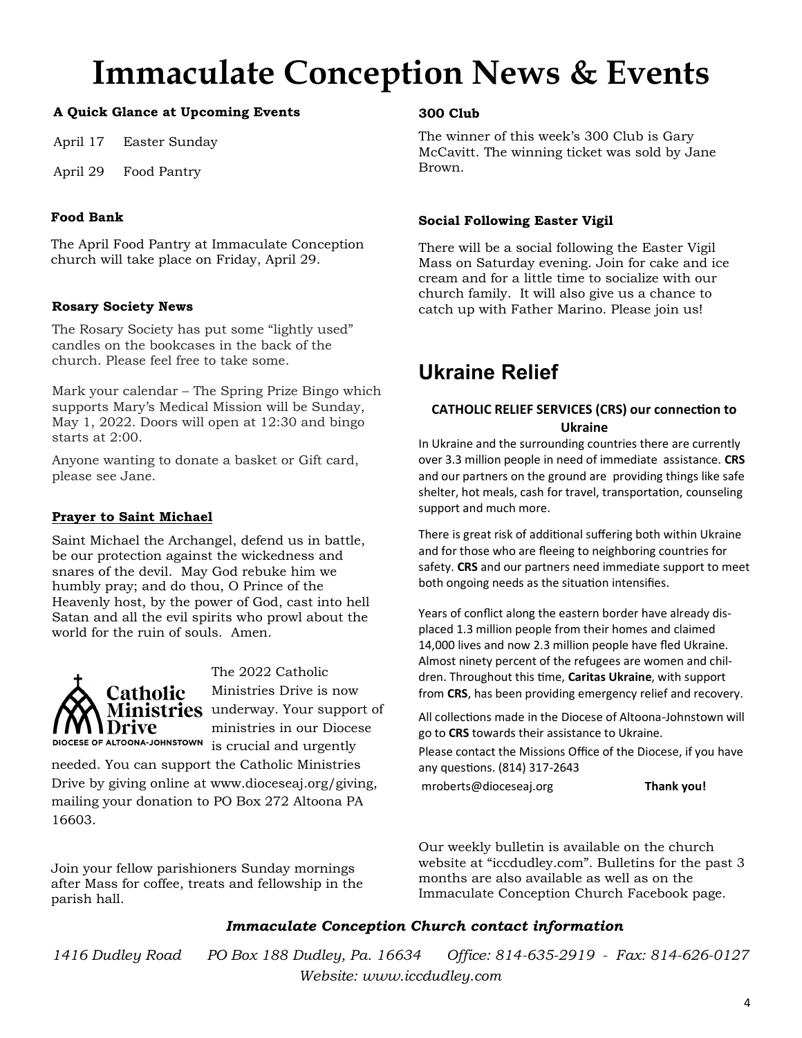# Immaculate Conception News & Events

**A Quick Glance at Upcoming Events**

| | |
|---|---|
| April 17 | Easter Sunday |
| April 29 | Food Pantry |

**Food Bank**

The April Food Pantry at Immaculate Conception church will take place on Friday, April 29.

**Rosary Society News**

The Rosary Society has put some "lightly used" candles on the bookcases in the back of the church. Please feel free to take some.

Mark your calendar – The Spring Prize Bingo which supports Mary's Medical Mission will be Sunday, May 1, 2022. Doors will open at 12:30 and bingo starts at 2:00.

Anyone wanting to donate a basket or Gift card, please see Jane.

**Prayer to Saint Michael**

Saint Michael the Archangel, defend us in battle, be our protection against the wickedness and snares of the devil. May God rebuke him we humbly pray; and do thou, O Prince of the Heavenly host, by the power of God, cast into hell Satan and all the evil spirits who prowl about the world for the ruin of souls. Amen.

Catholic Ministries Drive
DIOCESE OF ALTOONA-JOHNSTOWN

The 2022 Catholic Ministries Drive is now underway. Your support of ministries in our Diocese is crucial and urgently needed. You can support the Catholic Ministries Drive by giving online at www.dioceseaj.org/giving, mailing your donation to PO Box 272 Altoona PA 16603.

Join your fellow parishioners Sunday mornings after Mass for coffee, treats and fellowship in the parish hall.

**300 Club**

The winner of this week's 300 Club is Gary McCavitt. The winning ticket was sold by Jane Brown.

**Social Following Easter Vigil**

There will be a social following the Easter Vigil Mass on Saturday evening. Join for cake and ice cream and for a little time to socialize with our church family. It will also give us a chance to catch up with Father Marino. Please join us!

## Ukraine Relief

**CATHOLIC RELIEF SERVICES (CRS) our connection to Ukraine**

In Ukraine and the surrounding countries there are currently over 3.3 million people in need of immediate assistance. **CRS** and our partners on the ground are providing things like safe shelter, hot meals, cash for travel, transportation, counseling support and much more.

There is great risk of additional suffering both within Ukraine and for those who are fleeing to neighboring countries for safety. **CRS** and our partners need immediate support to meet both ongoing needs as the situation intensifies.

Years of conflict along the eastern border have already displaced 1.3 million people from their homes and claimed 14,000 lives and now 2.3 million people have fled Ukraine. Almost ninety percent of the refugees are women and children. Throughout this time, **Caritas Ukraine**, with support from **CRS**, has been providing emergency relief and recovery.

All collections made in the Diocese of Altoona-Johnstown will go to **CRS** towards their assistance to Ukraine.

Please contact the Missions Office of the Diocese, if you have any questions. (814) 317-2643

mroberts@dioceseaj.org **Thank you!**

Our weekly bulletin is available on the church website at "iccdudley.com". Bulletins for the past 3 months are also available as well as on the Immaculate Conception Church Facebook page.

***Immaculate Conception Church contact information***

*1416 Dudley Road PO Box 188 Dudley, Pa. 16634 Office: 814-635-2919 - Fax: 814-626-0127*

*Website: www.iccdudley.com*